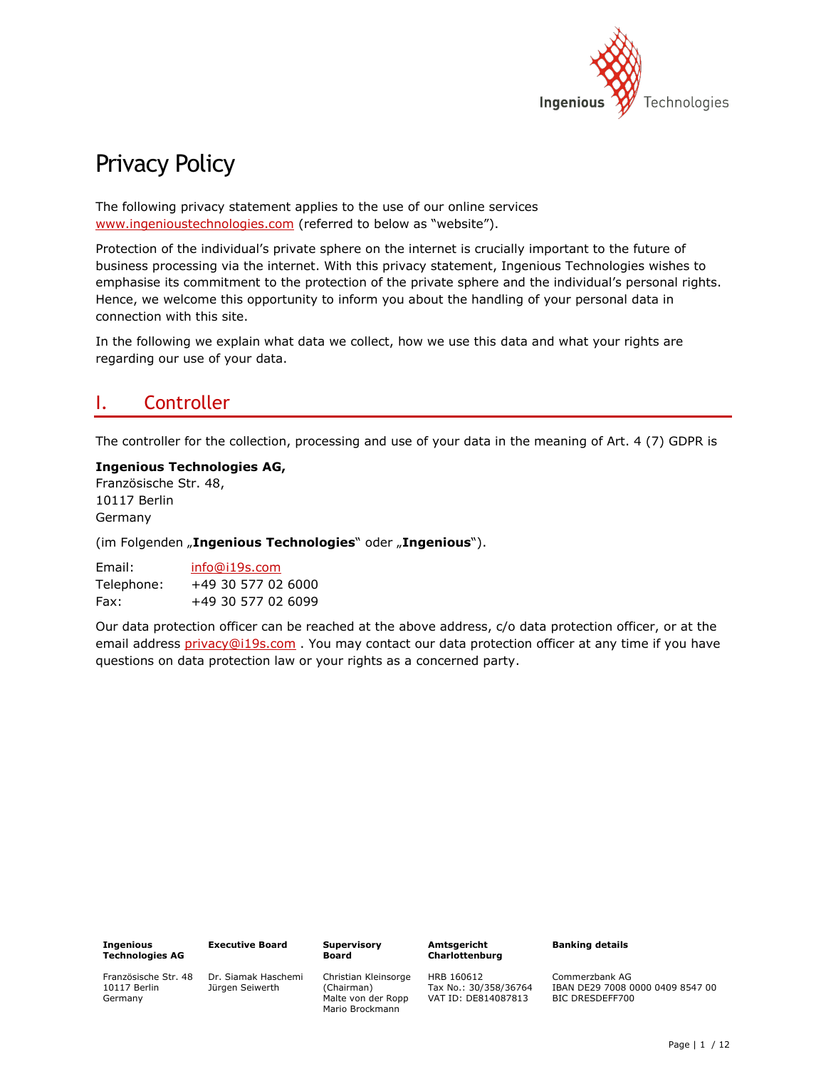# Privacy Policy

The following privacy statement applies to the use of our online services www.ingenioustechnologies.com (referred to below as “website”).

Protection of the individual’s private sphere on the internet is crucially important to the future of business processing via the internet. With this privacy statement, Ingenious Technologies wishes to emphasise its commitment to the protection of the private sphere and the individual’s personal rights. Hence, we welcome this opportunity to inform you about the handling of your personal data in connection with this site.

In the following we explain what data we collect, how we use this data and what your rights are regarding our use of your data.

## I. Controller

The controller for the collection, processing and use of your data in the meaning of Art. 4 (7) GDPR is

**Ingenious Technologies AG,**
Französische Str. 48,
10117 Berlin
Germany

(im Folgenden „**Ingenious Technologies**“ oder „**Ingenious**“).

| | |
|---|---|
| Email: | info@i19s.com |
| Telephone: | +49 30 577 02 6000 |
| Fax: | +49 30 577 02 6099 |

Our data protection officer can be reached at the above address, c/o data protection officer, or at the email address privacy@i19s.com . You may contact our data protection officer at any time if you have questions on data protection law or your rights as a concerned party.

| Ingenious Technologies AG | Executive Board | Supervisory Board | Amtsgericht Charlottenburg | Banking details |
|---|---|---|---|---|
| Französische Str. 48<br>10117 Berlin<br>Germany | Dr. Siamak Haschemi<br>Jürgen Seiwerth | Christian Kleinsorge (Chairman)<br>Malte von der Ropp<br>Mario Brockmann | HRB 160612<br>Tax No.: 30/358/36764<br>VAT ID: DE814087813 | Commerzbank AG<br>IBAN DE29 7008 0000 0409 8547 00<br>BIC DRESDEFF700 |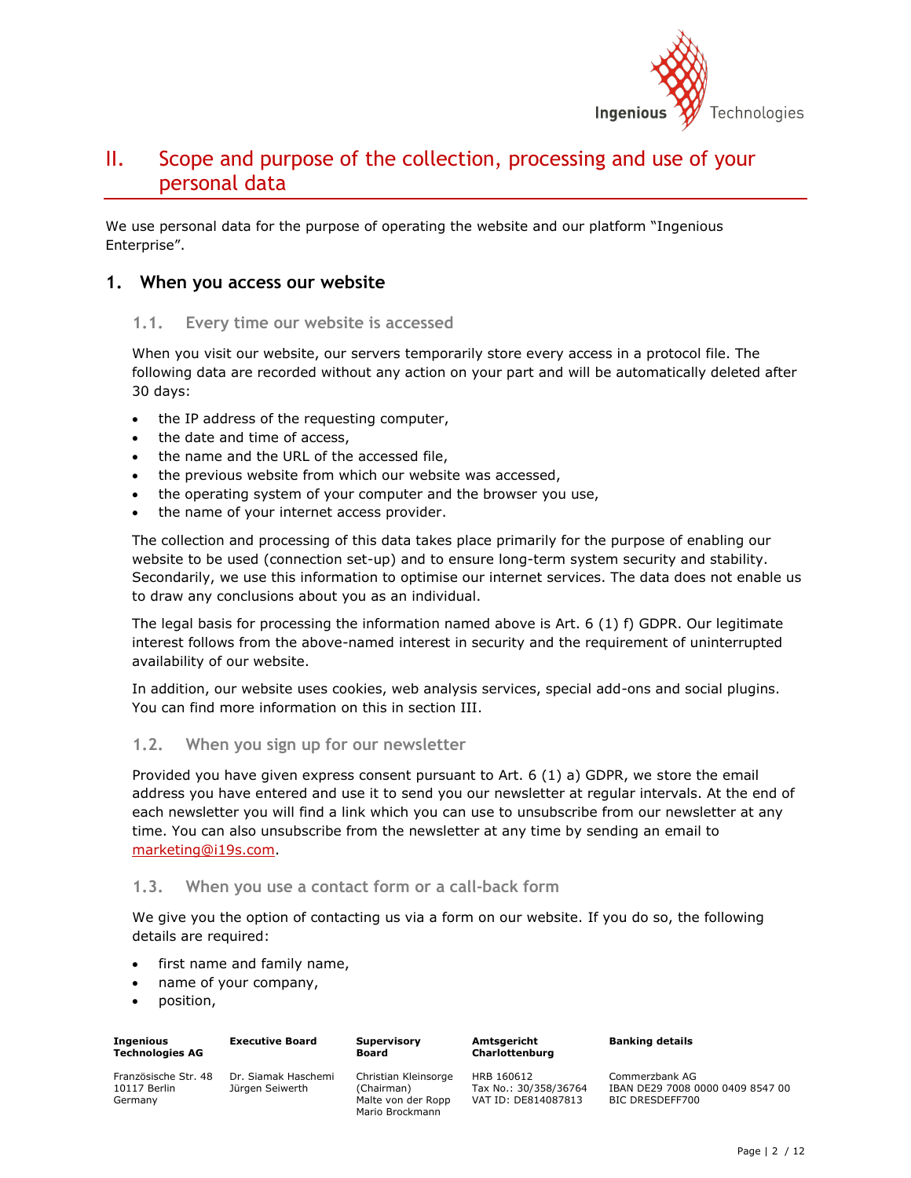## II. Scope and purpose of the collection, processing and use of your personal data

We use personal data for the purpose of operating the website and our platform "Ingenious Enterprise".

### 1. When you access our website

#### 1.1. Every time our website is accessed

When you visit our website, our servers temporarily store every access in a protocol file. The following data are recorded without any action on your part and will be automatically deleted after 30 days:

- the IP address of the requesting computer,
- the date and time of access,
- the name and the URL of the accessed file,
- the previous website from which our website was accessed,
- the operating system of your computer and the browser you use,
- the name of your internet access provider.

The collection and processing of this data takes place primarily for the purpose of enabling our website to be used (connection set-up) and to ensure long-term system security and stability. Secondarily, we use this information to optimise our internet services. The data does not enable us to draw any conclusions about you as an individual.

The legal basis for processing the information named above is Art. 6 (1) f) GDPR. Our legitimate interest follows from the above-named interest in security and the requirement of uninterrupted availability of our website.

In addition, our website uses cookies, web analysis services, special add-ons and social plugins. You can find more information on this in section III.

#### 1.2. When you sign up for our newsletter

Provided you have given express consent pursuant to Art. 6 (1) a) GDPR, we store the email address you have entered and use it to send you our newsletter at regular intervals. At the end of each newsletter you will find a link which you can use to unsubscribe from our newsletter at any time. You can also unsubscribe from the newsletter at any time by sending an email to marketing@i19s.com.

#### 1.3. When you use a contact form or a call-back form

We give you the option of contacting us via a form on our website. If you do so, the following details are required:

- first name and family name,
- name of your company,
- position,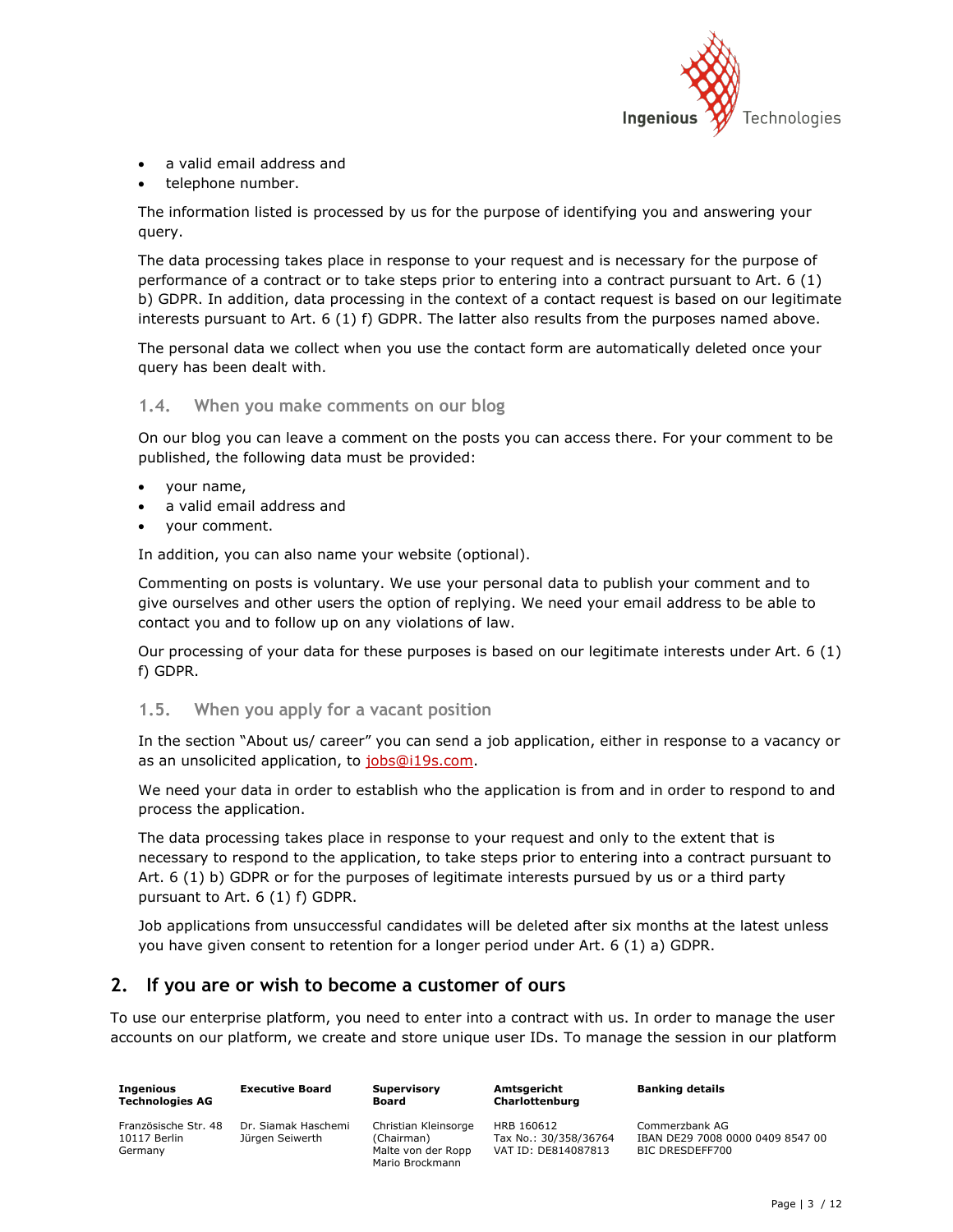- a valid email address and
- telephone number.

The information listed is processed by us for the purpose of identifying you and answering your query.

The data processing takes place in response to your request and is necessary for the purpose of performance of a contract or to take steps prior to entering into a contract pursuant to Art. 6 (1) b) GDPR. In addition, data processing in the context of a contact request is based on our legitimate interests pursuant to Art. 6 (1) f) GDPR. The latter also results from the purposes named above.

The personal data we collect when you use the contact form are automatically deleted once your query has been dealt with.

### 1.4. When you make comments on our blog

On our blog you can leave a comment on the posts you can access there. For your comment to be published, the following data must be provided:

- your name,
- a valid email address and
- your comment.

In addition, you can also name your website (optional).

Commenting on posts is voluntary. We use your personal data to publish your comment and to give ourselves and other users the option of replying. We need your email address to be able to contact you and to follow up on any violations of law.

Our processing of your data for these purposes is based on our legitimate interests under Art. 6 (1) f) GDPR.

### 1.5. When you apply for a vacant position

In the section "About us/ career" you can send a job application, either in response to a vacancy or as an unsolicited application, to jobs@i19s.com.

We need your data in order to establish who the application is from and in order to respond to and process the application.

The data processing takes place in response to your request and only to the extent that is necessary to respond to the application, to take steps prior to entering into a contract pursuant to Art. 6 (1) b) GDPR or for the purposes of legitimate interests pursued by us or a third party pursuant to Art. 6 (1) f) GDPR.

Job applications from unsuccessful candidates will be deleted after six months at the latest unless you have given consent to retention for a longer period under Art. 6 (1) a) GDPR.

## 2. If you are or wish to become a customer of ours

To use our enterprise platform, you need to enter into a contract with us. In order to manage the user accounts on our platform, we create and store unique user IDs. To manage the session in our platform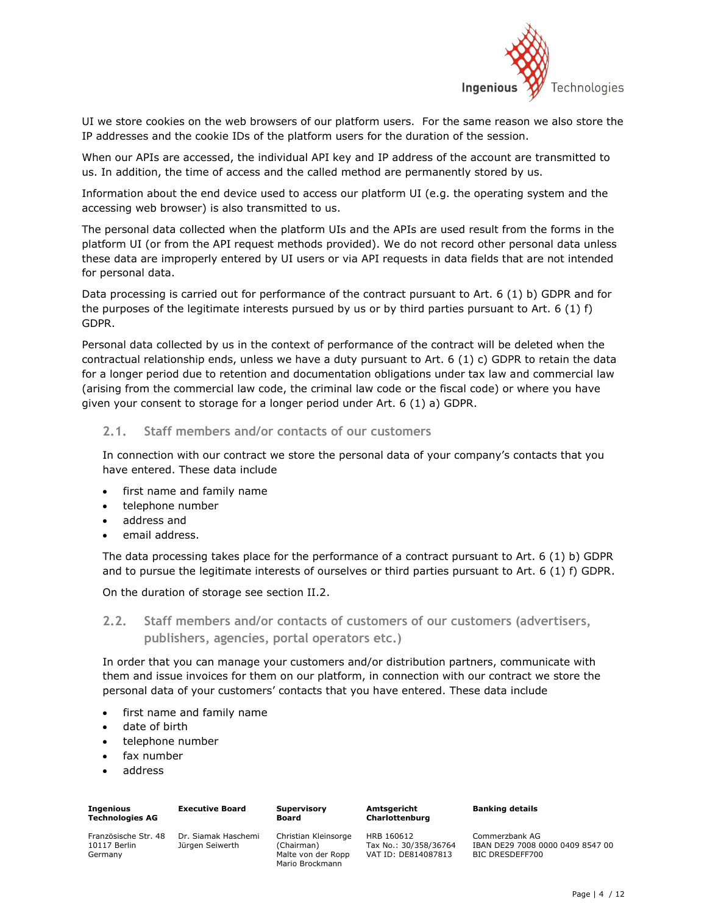UI we store cookies on the web browsers of our platform users. For the same reason we also store the IP addresses and the cookie IDs of the platform users for the duration of the session.

When our APIs are accessed, the individual API key and IP address of the account are transmitted to us. In addition, the time of access and the called method are permanently stored by us.

Information about the end device used to access our platform UI (e.g. the operating system and the accessing web browser) is also transmitted to us.

The personal data collected when the platform UIs and the APIs are used result from the forms in the platform UI (or from the API request methods provided). We do not record other personal data unless these data are improperly entered by UI users or via API requests in data fields that are not intended for personal data.

Data processing is carried out for performance of the contract pursuant to Art. 6 (1) b) GDPR and for the purposes of the legitimate interests pursued by us or by third parties pursuant to Art. 6 (1) f) GDPR.

Personal data collected by us in the context of performance of the contract will be deleted when the contractual relationship ends, unless we have a duty pursuant to Art. 6 (1) c) GDPR to retain the data for a longer period due to retention and documentation obligations under tax law and commercial law (arising from the commercial law code, the criminal law code or the fiscal code) or where you have given your consent to storage for a longer period under Art. 6 (1) a) GDPR.

### 2.1. Staff members and/or contacts of our customers

In connection with our contract we store the personal data of your company's contacts that you have entered. These data include

- first name and family name
- telephone number
- address and
- email address.

The data processing takes place for the performance of a contract pursuant to Art. 6 (1) b) GDPR and to pursue the legitimate interests of ourselves or third parties pursuant to Art. 6 (1) f) GDPR.

On the duration of storage see section II.2.

### 2.2. Staff members and/or contacts of customers of our customers (advertisers, publishers, agencies, portal operators etc.)

In order that you can manage your customers and/or distribution partners, communicate with them and issue invoices for them on our platform, in connection with our contract we store the personal data of your customers' contacts that you have entered. These data include

- first name and family name
- date of birth
- telephone number
- fax number
- address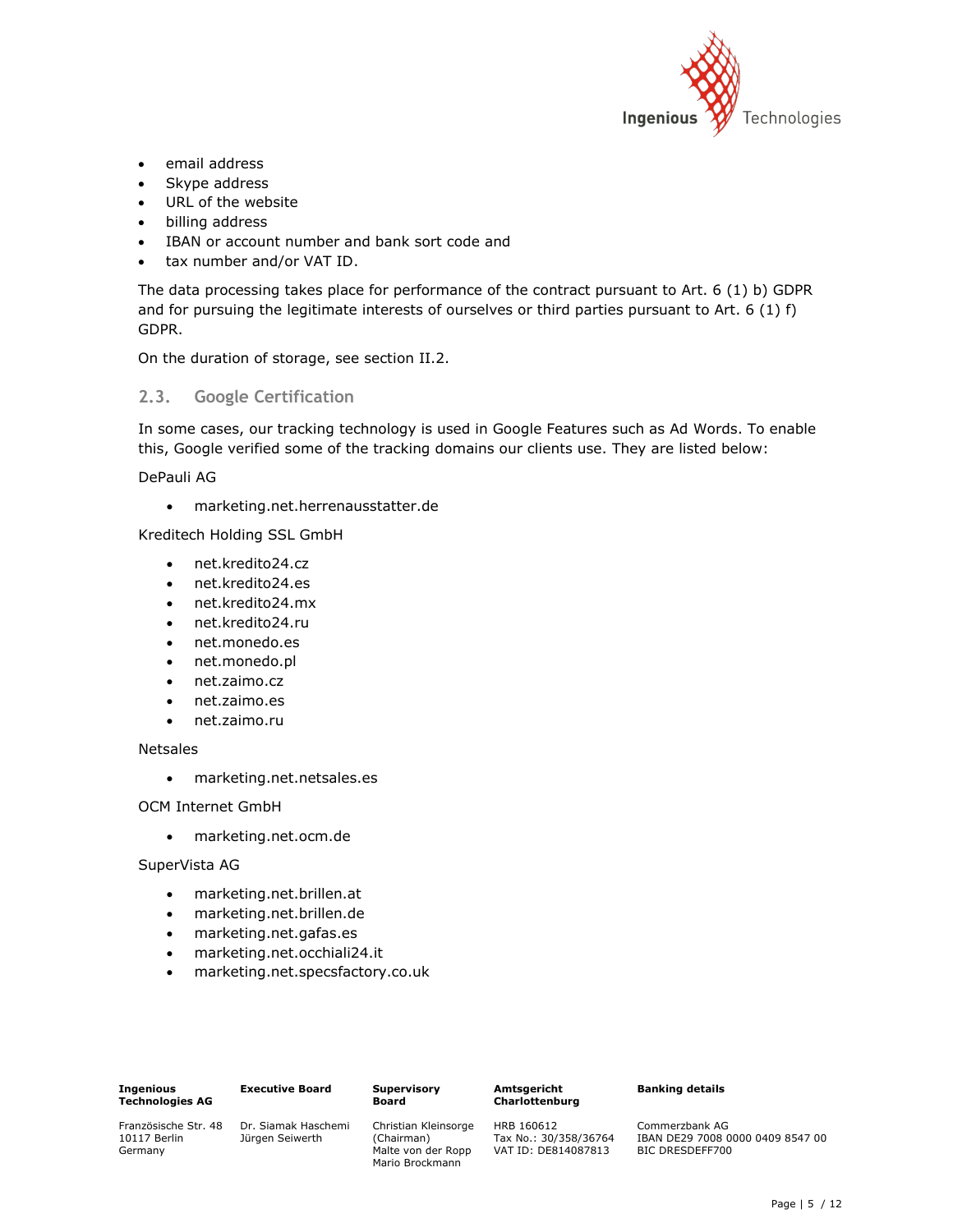- email address
- Skype address
- URL of the website
- billing address
- IBAN or account number and bank sort code and
- tax number and/or VAT ID.

The data processing takes place for performance of the contract pursuant to Art. 6 (1) b) GDPR and for pursuing the legitimate interests of ourselves or third parties pursuant to Art. 6 (1) f) GDPR.

On the duration of storage, see section II.2.

### 2.3. Google Certification

In some cases, our tracking technology is used in Google Features such as Ad Words. To enable this, Google verified some of the tracking domains our clients use. They are listed below:

DePauli AG

- marketing.net.herrenausstatter.de

Kreditech Holding SSL GmbH

- net.kredito24.cz
- net.kredito24.es
- net.kredito24.mx
- net.kredito24.ru
- net.monedo.es
- net.monedo.pl
- net.zaimo.cz
- net.zaimo.es
- net.zaimo.ru

Netsales

- marketing.net.netsales.es

OCM Internet GmbH

- marketing.net.ocm.de

SuperVista AG

- marketing.net.brillen.at
- marketing.net.brillen.de
- marketing.net.gafas.es
- marketing.net.occhiali24.it
- marketing.net.specsfactory.co.uk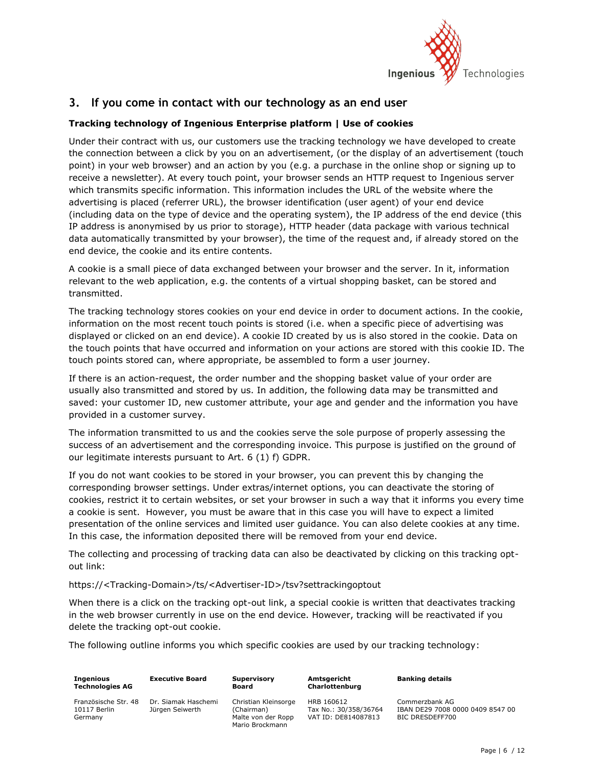## 3. If you come in contact with our technology as an end user

**Tracking technology of Ingenious Enterprise platform | Use of cookies**

Under their contract with us, our customers use the tracking technology we have developed to create the connection between a click by you on an advertisement, (or the display of an advertisement (touch point) in your web browser) and an action by you (e.g. a purchase in the online shop or signing up to receive a newsletter). At every touch point, your browser sends an HTTP request to Ingenious server which transmits specific information. This information includes the URL of the website where the advertising is placed (referrer URL), the browser identification (user agent) of your end device (including data on the type of device and the operating system), the IP address of the end device (this IP address is anonymised by us prior to storage), HTTP header (data package with various technical data automatically transmitted by your browser), the time of the request and, if already stored on the end device, the cookie and its entire contents.

A cookie is a small piece of data exchanged between your browser and the server. In it, information relevant to the web application, e.g. the contents of a virtual shopping basket, can be stored and transmitted.

The tracking technology stores cookies on your end device in order to document actions. In the cookie, information on the most recent touch points is stored (i.e. when a specific piece of advertising was displayed or clicked on an end device). A cookie ID created by us is also stored in the cookie. Data on the touch points that have occurred and information on your actions are stored with this cookie ID. The touch points stored can, where appropriate, be assembled to form a user journey.

If there is an action-request, the order number and the shopping basket value of your order are usually also transmitted and stored by us. In addition, the following data may be transmitted and saved: your customer ID, new customer attribute, your age and gender and the information you have provided in a customer survey.

The information transmitted to us and the cookies serve the sole purpose of properly assessing the success of an advertisement and the corresponding invoice. This purpose is justified on the ground of our legitimate interests pursuant to Art. 6 (1) f) GDPR.

If you do not want cookies to be stored in your browser, you can prevent this by changing the corresponding browser settings. Under extras/internet options, you can deactivate the storing of cookies, restrict it to certain websites, or set your browser in such a way that it informs you every time a cookie is sent. However, you must be aware that in this case you will have to expect a limited presentation of the online services and limited user guidance. You can also delete cookies at any time. In this case, the information deposited there will be removed from your end device.

The collecting and processing of tracking data can also be deactivated by clicking on this tracking opt-out link:

https://<Tracking-Domain>/ts/<Advertiser-ID>/tsv?settrackingoptout

When there is a click on the tracking opt-out link, a special cookie is written that deactivates tracking in the web browser currently in use on the end device. However, tracking will be reactivated if you delete the tracking opt-out cookie.

The following outline informs you which specific cookies are used by our tracking technology: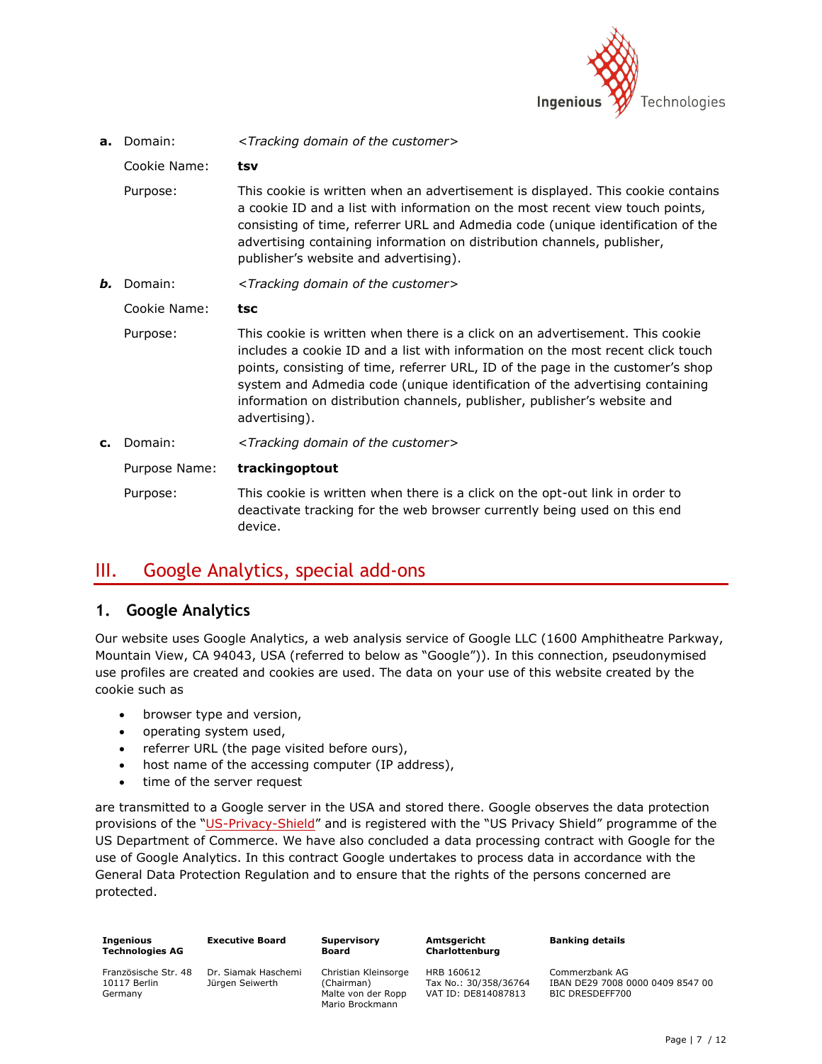**a.** Domain: <Tracking domain of the customer>

Cookie Name: **tsv**

Purpose: This cookie is written when an advertisement is displayed. This cookie contains a cookie ID and a list with information on the most recent view touch points, consisting of time, referrer URL and Admedia code (unique identification of the advertising containing information on distribution channels, publisher, publisher's website and advertising).

***b.*** Domain: <Tracking domain of the customer>

Cookie Name: **tsc**

Purpose: This cookie is written when there is a click on an advertisement. This cookie includes a cookie ID and a list with information on the most recent click touch points, consisting of time, referrer URL, ID of the page in the customer's shop system and Admedia code (unique identification of the advertising containing information on distribution channels, publisher, publisher's website and advertising).

**c.** Domain: <Tracking domain of the customer>

Purpose Name: **trackingoptout**

Purpose: This cookie is written when there is a click on the opt-out link in order to deactivate tracking for the web browser currently being used on this end device.

# III. Google Analytics, special add-ons

## 1. Google Analytics

Our website uses Google Analytics, a web analysis service of Google LLC (1600 Amphitheatre Parkway, Mountain View, CA 94043, USA (referred to below as "Google")). In this connection, pseudonymised use profiles are created and cookies are used. The data on your use of this website created by the cookie such as

- browser type and version,
- operating system used,
- referrer URL (the page visited before ours),
- host name of the accessing computer (IP address),
- time of the server request

are transmitted to a Google server in the USA and stored there. Google observes the data protection provisions of the "US-Privacy-Shield" and is registered with the "US Privacy Shield" programme of the US Department of Commerce. We have also concluded a data processing contract with Google for the use of Google Analytics. In this contract Google undertakes to process data in accordance with the General Data Protection Regulation and to ensure that the rights of the persons concerned are protected.

| Ingenious Technologies AG | Executive Board | Supervisory Board | Amtsgericht Charlottenburg | Banking details |
|---|---|---|---|---|
| Französische Str. 48<br>10117 Berlin<br>Germany | Dr. Siamak Haschemi<br>Jürgen Seiwerth | Christian Kleinsorge (Chairman)<br>Malte von der Ropp<br>Mario Brockmann | HRB 160612<br>Tax No.: 30/358/36764<br>VAT ID: DE814087813 | Commerzbank AG<br>IBAN DE29 7008 0000 0409 8547 00<br>BIC DRESDEFF700 |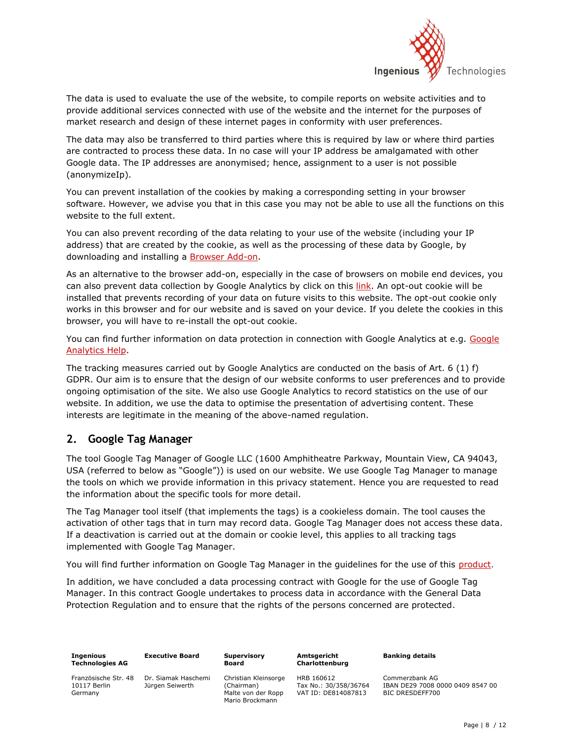The data is used to evaluate the use of the website, to compile reports on website activities and to provide additional services connected with use of the website and the internet for the purposes of market research and design of these internet pages in conformity with user preferences.

The data may also be transferred to third parties where this is required by law or where third parties are contracted to process these data. In no case will your IP address be amalgamated with other Google data. The IP addresses are anonymised; hence, assignment to a user is not possible (anonymizeIp).

You can prevent installation of the cookies by making a corresponding setting in your browser software. However, we advise you that in this case you may not be able to use all the functions on this website to the full extent.

You can also prevent recording of the data relating to your use of the website (including your IP address) that are created by the cookie, as well as the processing of these data by Google, by downloading and installing a Browser Add-on.

As an alternative to the browser add-on, especially in the case of browsers on mobile end devices, you can also prevent data collection by Google Analytics by click on this link. An opt-out cookie will be installed that prevents recording of your data on future visits to this website. The opt-out cookie only works in this browser and for our website and is saved on your device. If you delete the cookies in this browser, you will have to re-install the opt-out cookie.

You can find further information on data protection in connection with Google Analytics at e.g. Google Analytics Help.

The tracking measures carried out by Google Analytics are conducted on the basis of Art. 6 (1) f) GDPR. Our aim is to ensure that the design of our website conforms to user preferences and to provide ongoing optimisation of the site. We also use Google Analytics to record statistics on the use of our website. In addition, we use the data to optimise the presentation of advertising content. These interests are legitimate in the meaning of the above-named regulation.

## 2. Google Tag Manager

The tool Google Tag Manager of Google LLC (1600 Amphitheatre Parkway, Mountain View, CA 94043, USA (referred to below as "Google")) is used on our website. We use Google Tag Manager to manage the tools on which we provide information in this privacy statement. Hence you are requested to read the information about the specific tools for more detail.

The Tag Manager tool itself (that implements the tags) is a cookieless domain. The tool causes the activation of other tags that in turn may record data. Google Tag Manager does not access these data. If a deactivation is carried out at the domain or cookie level, this applies to all tracking tags implemented with Google Tag Manager.

You will find further information on Google Tag Manager in the guidelines for the use of this product.

In addition, we have concluded a data processing contract with Google for the use of Google Tag Manager. In this contract Google undertakes to process data in accordance with the General Data Protection Regulation and to ensure that the rights of the persons concerned are protected.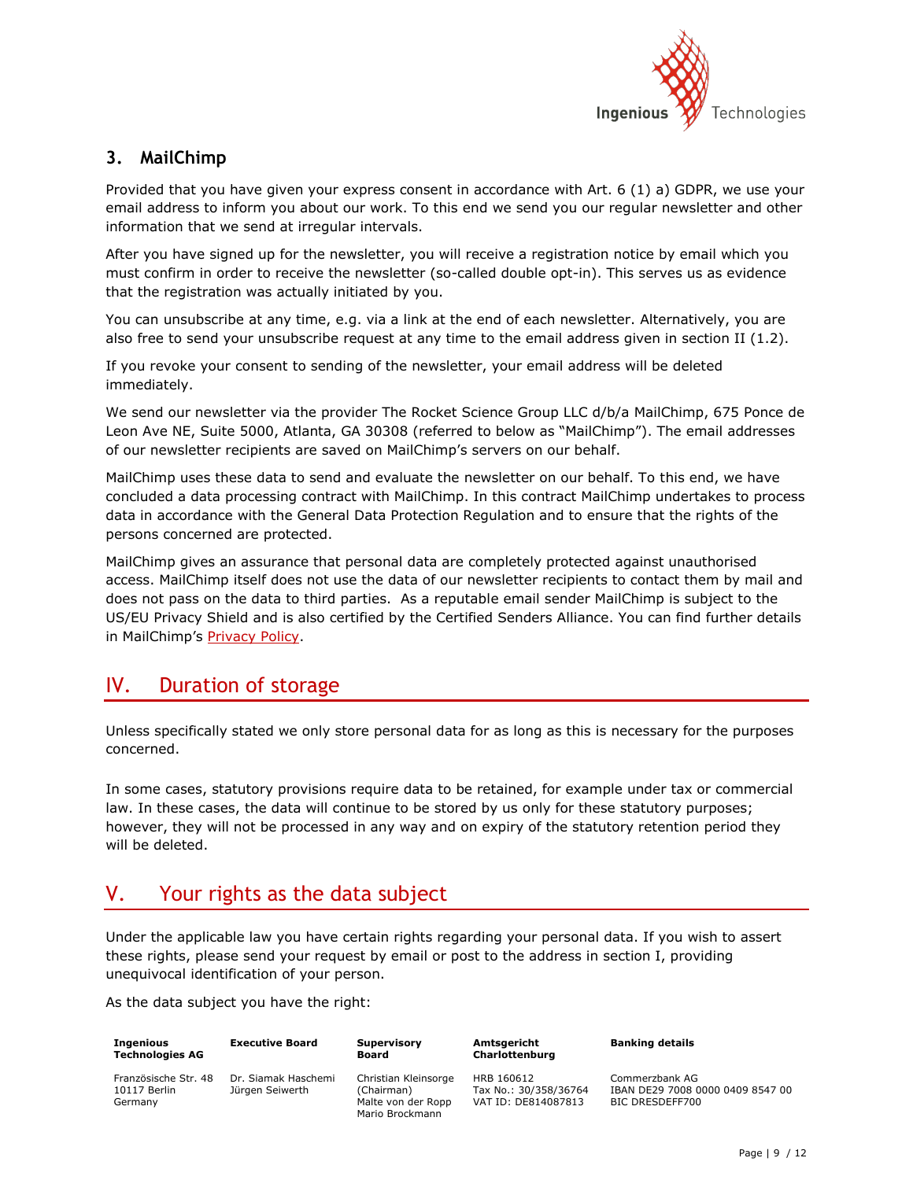### 3. MailChimp

Provided that you have given your express consent in accordance with Art. 6 (1) a) GDPR, we use your email address to inform you about our work. To this end we send you our regular newsletter and other information that we send at irregular intervals.

After you have signed up for the newsletter, you will receive a registration notice by email which you must confirm in order to receive the newsletter (so-called double opt-in). This serves us as evidence that the registration was actually initiated by you.

You can unsubscribe at any time, e.g. via a link at the end of each newsletter. Alternatively, you are also free to send your unsubscribe request at any time to the email address given in section II (1.2).

If you revoke your consent to sending of the newsletter, your email address will be deleted immediately.

We send our newsletter via the provider The Rocket Science Group LLC d/b/a MailChimp, 675 Ponce de Leon Ave NE, Suite 5000, Atlanta, GA 30308 (referred to below as "MailChimp"). The email addresses of our newsletter recipients are saved on MailChimp's servers on our behalf.

MailChimp uses these data to send and evaluate the newsletter on our behalf. To this end, we have concluded a data processing contract with MailChimp. In this contract MailChimp undertakes to process data in accordance with the General Data Protection Regulation and to ensure that the rights of the persons concerned are protected.

MailChimp gives an assurance that personal data are completely protected against unauthorised access. MailChimp itself does not use the data of our newsletter recipients to contact them by mail and does not pass on the data to third parties. As a reputable email sender MailChimp is subject to the US/EU Privacy Shield and is also certified by the Certified Senders Alliance. You can find further details in MailChimp's Privacy Policy.

## IV. Duration of storage

Unless specifically stated we only store personal data for as long as this is necessary for the purposes concerned.

In some cases, statutory provisions require data to be retained, for example under tax or commercial law. In these cases, the data will continue to be stored by us only for these statutory purposes; however, they will not be processed in any way and on expiry of the statutory retention period they will be deleted.

## V. Your rights as the data subject

Under the applicable law you have certain rights regarding your personal data. If you wish to assert these rights, please send your request by email or post to the address in section I, providing unequivocal identification of your person.

As the data subject you have the right: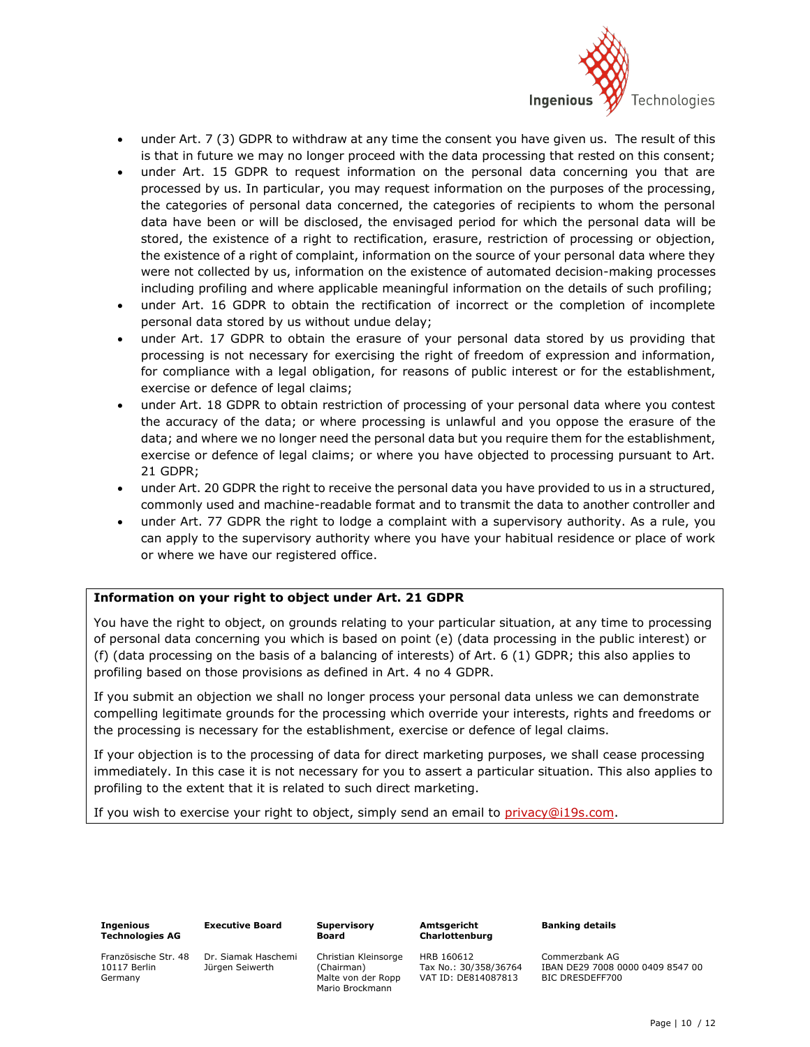- under Art. 7 (3) GDPR to withdraw at any time the consent you have given us. The result of this is that in future we may no longer proceed with the data processing that rested on this consent;
- under Art. 15 GDPR to request information on the personal data concerning you that are processed by us. In particular, you may request information on the purposes of the processing, the categories of personal data concerned, the categories of recipients to whom the personal data have been or will be disclosed, the envisaged period for which the personal data will be stored, the existence of a right to rectification, erasure, restriction of processing or objection, the existence of a right of complaint, information on the source of your personal data where they were not collected by us, information on the existence of automated decision-making processes including profiling and where applicable meaningful information on the details of such profiling;
- under Art. 16 GDPR to obtain the rectification of incorrect or the completion of incomplete personal data stored by us without undue delay;
- under Art. 17 GDPR to obtain the erasure of your personal data stored by us providing that processing is not necessary for exercising the right of freedom of expression and information, for compliance with a legal obligation, for reasons of public interest or for the establishment, exercise or defence of legal claims;
- under Art. 18 GDPR to obtain restriction of processing of your personal data where you contest the accuracy of the data; or where processing is unlawful and you oppose the erasure of the data; and where we no longer need the personal data but you require them for the establishment, exercise or defence of legal claims; or where you have objected to processing pursuant to Art. 21 GDPR;
- under Art. 20 GDPR the right to receive the personal data you have provided to us in a structured, commonly used and machine-readable format and to transmit the data to another controller and
- under Art. 77 GDPR the right to lodge a complaint with a supervisory authority. As a rule, you can apply to the supervisory authority where you have your habitual residence or place of work or where we have our registered office.

**Information on your right to object under Art. 21 GDPR**

You have the right to object, on grounds relating to your particular situation, at any time to processing of personal data concerning you which is based on point (e) (data processing in the public interest) or (f) (data processing on the basis of a balancing of interests) of Art. 6 (1) GDPR; this also applies to profiling based on those provisions as defined in Art. 4 no 4 GDPR.

If you submit an objection we shall no longer process your personal data unless we can demonstrate compelling legitimate grounds for the processing which override your interests, rights and freedoms or the processing is necessary for the establishment, exercise or defence of legal claims.

If your objection is to the processing of data for direct marketing purposes, we shall cease processing immediately. In this case it is not necessary for you to assert a particular situation. This also applies to profiling to the extent that it is related to such direct marketing.

If you wish to exercise your right to object, simply send an email to privacy@i19s.com.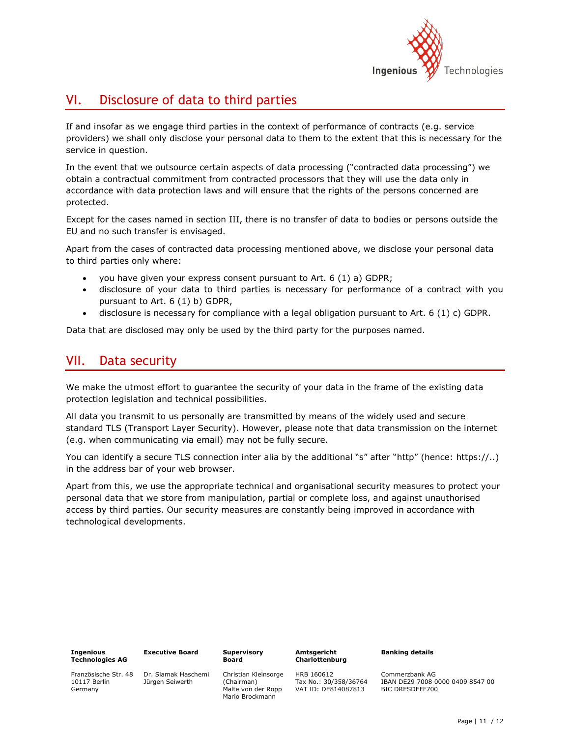## VI. Disclosure of data to third parties

If and insofar as we engage third parties in the context of performance of contracts (e.g. service providers) we shall only disclose your personal data to them to the extent that this is necessary for the service in question.

In the event that we outsource certain aspects of data processing ("contracted data processing") we obtain a contractual commitment from contracted processors that they will use the data only in accordance with data protection laws and will ensure that the rights of the persons concerned are protected.

Except for the cases named in section III, there is no transfer of data to bodies or persons outside the EU and no such transfer is envisaged.

Apart from the cases of contracted data processing mentioned above, we disclose your personal data to third parties only where:

- you have given your express consent pursuant to Art. 6 (1) a) GDPR;
- disclosure of your data to third parties is necessary for performance of a contract with you pursuant to Art. 6 (1) b) GDPR,
- disclosure is necessary for compliance with a legal obligation pursuant to Art. 6 (1) c) GDPR.

Data that are disclosed may only be used by the third party for the purposes named.

## VII. Data security

We make the utmost effort to guarantee the security of your data in the frame of the existing data protection legislation and technical possibilities.

All data you transmit to us personally are transmitted by means of the widely used and secure standard TLS (Transport Layer Security). However, please note that data transmission on the internet (e.g. when communicating via email) may not be fully secure.

You can identify a secure TLS connection inter alia by the additional "s" after "http" (hence: https://..) in the address bar of your web browser.

Apart from this, we use the appropriate technical and organisational security measures to protect your personal data that we store from manipulation, partial or complete loss, and against unauthorised access by third parties. Our security measures are constantly being improved in accordance with technological developments.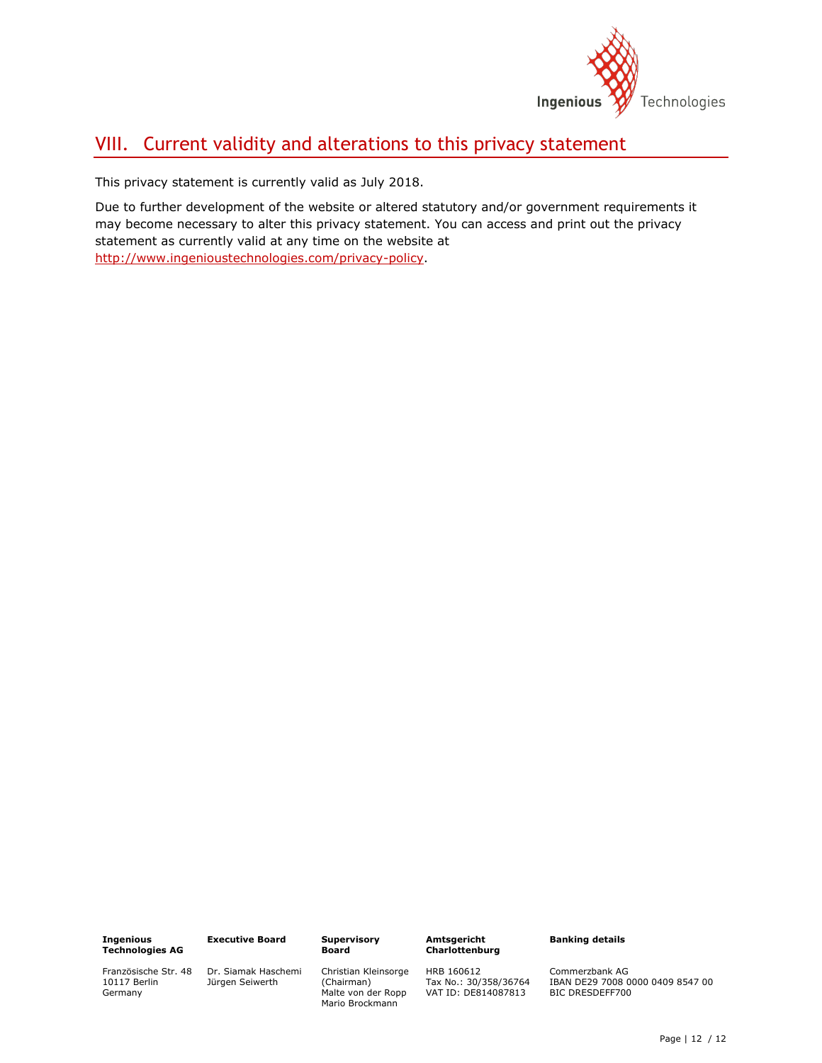## VIII. Current validity and alterations to this privacy statement

This privacy statement is currently valid as July 2018.

Due to further development of the website or altered statutory and/or government requirements it may become necessary to alter this privacy statement. You can access and print out the privacy statement as currently valid at any time on the website at http://www.ingenioustechnologies.com/privacy-policy.